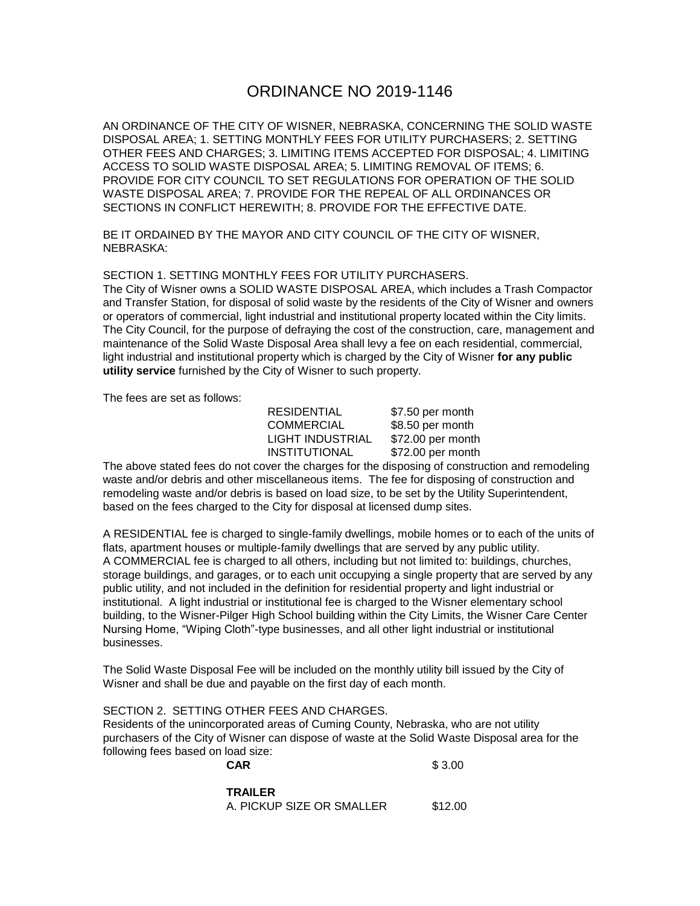# ORDINANCE NO 2019-1146

AN ORDINANCE OF THE CITY OF WISNER, NEBRASKA, CONCERNING THE SOLID WASTE DISPOSAL AREA; 1. SETTING MONTHLY FEES FOR UTILITY PURCHASERS; 2. SETTING OTHER FEES AND CHARGES; 3. LIMITING ITEMS ACCEPTED FOR DISPOSAL; 4. LIMITING ACCESS TO SOLID WASTE DISPOSAL AREA; 5. LIMITING REMOVAL OF ITEMS; 6. PROVIDE FOR CITY COUNCIL TO SET REGULATIONS FOR OPERATION OF THE SOLID WASTE DISPOSAL AREA; 7. PROVIDE FOR THE REPEAL OF ALL ORDINANCES OR SECTIONS IN CONFLICT HEREWITH; 8. PROVIDE FOR THE EFFECTIVE DATE.

BE IT ORDAINED BY THE MAYOR AND CITY COUNCIL OF THE CITY OF WISNER, NEBRASKA:

SECTION 1. SETTING MONTHLY FEES FOR UTILITY PURCHASERS.
The City of Wisner owns a SOLID WASTE DISPOSAL AREA, which includes a Trash Compactor and Transfer Station, for disposal of solid waste by the residents of the City of Wisner and owners or operators of commercial, light industrial and institutional property located within the City limits. The City Council, for the purpose of defraying the cost of the construction, care, management and maintenance of the Solid Waste Disposal Area shall levy a fee on each residential, commercial, light industrial and institutional property which is charged by the City of Wisner **for any public utility service** furnished by the City of Wisner to such property.

The fees are set as follows:

| | |
|---|---|
| RESIDENTIAL | $7.50 per month |
| COMMERCIAL | $8.50 per month |
| LIGHT INDUSTRIAL | $72.00 per month |
| INSTITUTIONAL | $72.00 per month |

The above stated fees do not cover the charges for the disposing of construction and remodeling waste and/or debris and other miscellaneous items. The fee for disposing of construction and remodeling waste and/or debris is based on load size, to be set by the Utility Superintendent, based on the fees charged to the City for disposal at licensed dump sites.

A RESIDENTIAL fee is charged to single-family dwellings, mobile homes or to each of the units of flats, apartment houses or multiple-family dwellings that are served by any public utility. A COMMERCIAL fee is charged to all others, including but not limited to: buildings, churches, storage buildings, and garages, or to each unit occupying a single property that are served by any public utility, and not included in the definition for residential property and light industrial or institutional. A light industrial or institutional fee is charged to the Wisner elementary school building, to the Wisner-Pilger High School building within the City Limits, the Wisner Care Center Nursing Home, "Wiping Cloth"-type businesses, and all other light industrial or institutional businesses.

The Solid Waste Disposal Fee will be included on the monthly utility bill issued by the City of Wisner and shall be due and payable on the first day of each month.

SECTION 2. SETTING OTHER FEES AND CHARGES.
Residents of the unincorporated areas of Cuming County, Nebraska, who are not utility purchasers of the City of Wisner can dispose of waste at the Solid Waste Disposal area for the following fees based on load size:

| | |
|---|---|
| **CAR** | $ 3.00 |
| **TRAILER** | |
| A. PICKUP SIZE OR SMALLER | $12.00 |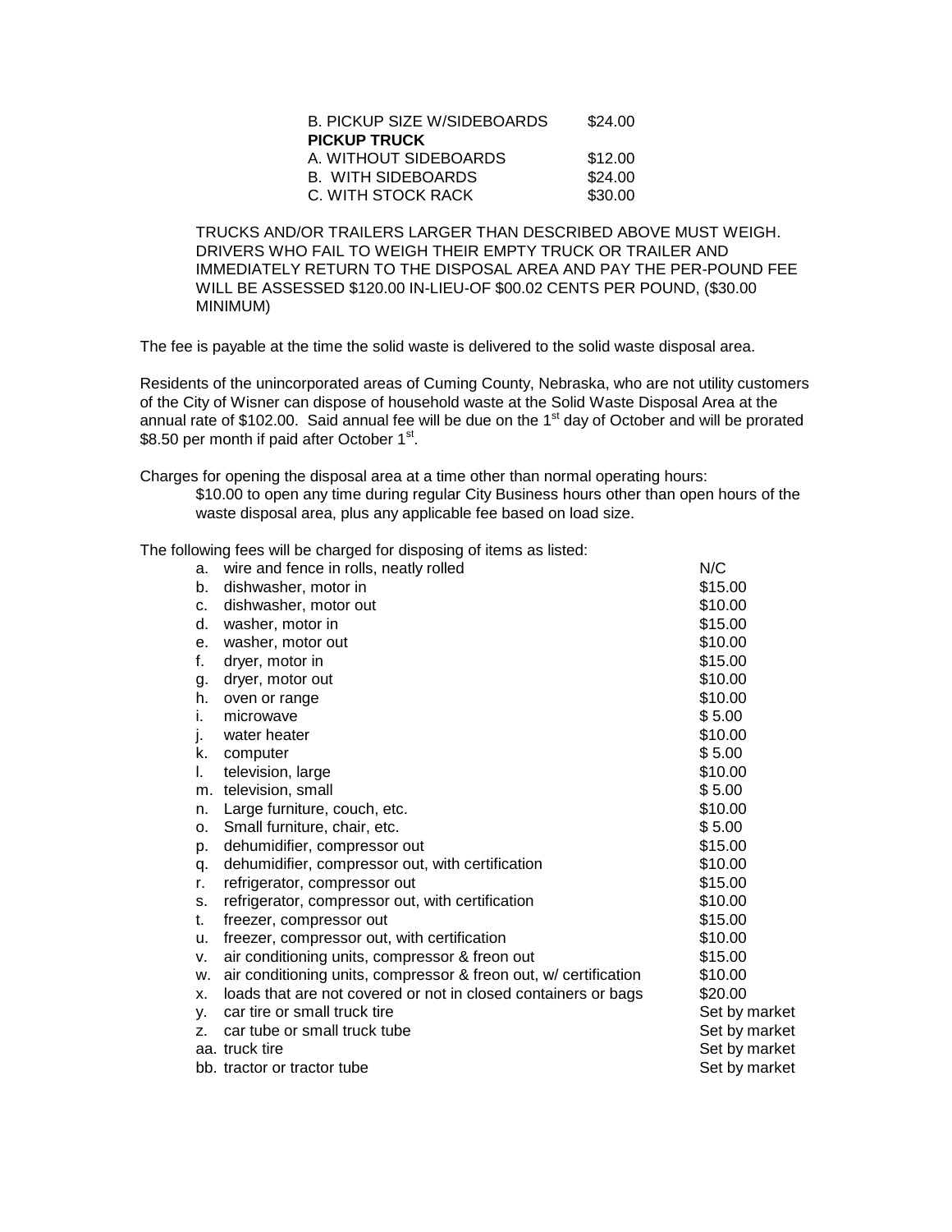| | |
|---|---|
| B. PICKUP SIZE W/SIDEBOARDS | \$24.00 |
| **PICKUP TRUCK** | |
| A. WITHOUT SIDEBOARDS | \$12.00 |
| B. WITH SIDEBOARDS | \$24.00 |
| C. WITH STOCK RACK | \$30.00 |

TRUCKS AND/OR TRAILERS LARGER THAN DESCRIBED ABOVE MUST WEIGH. DRIVERS WHO FAIL TO WEIGH THEIR EMPTY TRUCK OR TRAILER AND IMMEDIATELY RETURN TO THE DISPOSAL AREA AND PAY THE PER-POUND FEE WILL BE ASSESSED \$120.00 IN-LIEU-OF \$00.02 CENTS PER POUND, (\$30.00 MINIMUM)

The fee is payable at the time the solid waste is delivered to the solid waste disposal area.

Residents of the unincorporated areas of Cuming County, Nebraska, who are not utility customers of the City of Wisner can dispose of household waste at the Solid Waste Disposal Area at the annual rate of \$102.00. Said annual fee will be due on the 1st day of October and will be prorated \$8.50 per month if paid after October 1st.

Charges for opening the disposal area at a time other than normal operating hours:

\$10.00 to open any time during regular City Business hours other than open hours of the waste disposal area, plus any applicable fee based on load size.

The following fees will be charged for disposing of items as listed:

| | Item | Fee |
|---|---|---|
| a. | wire and fence in rolls, neatly rolled | N/C |
| b. | dishwasher, motor in | \$15.00 |
| c. | dishwasher, motor out | \$10.00 |
| d. | washer, motor in | \$15.00 |
| e. | washer, motor out | \$10.00 |
| f. | dryer, motor in | \$15.00 |
| g. | dryer, motor out | \$10.00 |
| h. | oven or range | \$10.00 |
| i. | microwave | \$ 5.00 |
| j. | water heater | \$10.00 |
| k. | computer | \$ 5.00 |
| l. | television, large | \$10.00 |
| m. | television, small | \$ 5.00 |
| n. | Large furniture, couch, etc. | \$10.00 |
| o. | Small furniture, chair, etc. | \$ 5.00 |
| p. | dehumidifier, compressor out | \$15.00 |
| q. | dehumidifier, compressor out, with certification | \$10.00 |
| r. | refrigerator, compressor out | \$15.00 |
| s. | refrigerator, compressor out, with certification | \$10.00 |
| t. | freezer, compressor out | \$15.00 |
| u. | freezer, compressor out, with certification | \$10.00 |
| v. | air conditioning units, compressor & freon out | \$15.00 |
| w. | air conditioning units, compressor & freon out, w/ certification | \$10.00 |
| x. | loads that are not covered or not in closed containers or bags | \$20.00 |
| y. | car tire or small truck tire | Set by market |
| z. | car tube or small truck tube | Set by market |
| aa. | truck tire | Set by market |
| bb. | tractor or tractor tube | Set by market |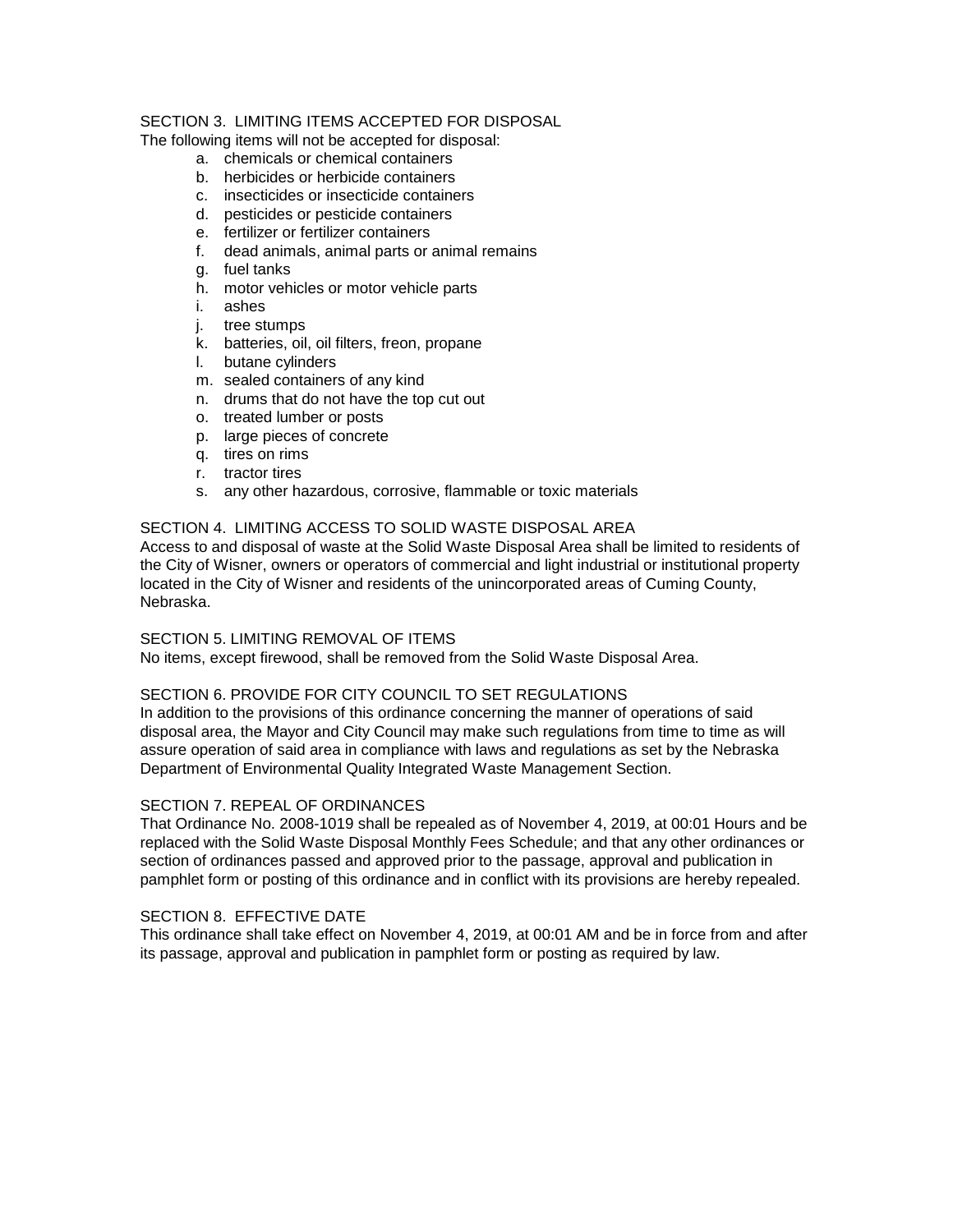SECTION 3. LIMITING ITEMS ACCEPTED FOR DISPOSAL

The following items will not be accepted for disposal:

a. chemicals or chemical containers
b. herbicides or herbicide containers
c. insecticides or insecticide containers
d. pesticides or pesticide containers
e. fertilizer or fertilizer containers
f. dead animals, animal parts or animal remains
g. fuel tanks
h. motor vehicles or motor vehicle parts
i. ashes
j. tree stumps
k. batteries, oil, oil filters, freon, propane
l. butane cylinders
m. sealed containers of any kind
n. drums that do not have the top cut out
o. treated lumber or posts
p. large pieces of concrete
q. tires on rims
r. tractor tires
s. any other hazardous, corrosive, flammable or toxic materials

SECTION 4. LIMITING ACCESS TO SOLID WASTE DISPOSAL AREA

Access to and disposal of waste at the Solid Waste Disposal Area shall be limited to residents of the City of Wisner, owners or operators of commercial and light industrial or institutional property located in the City of Wisner and residents of the unincorporated areas of Cuming County, Nebraska.

SECTION 5. LIMITING REMOVAL OF ITEMS

No items, except firewood, shall be removed from the Solid Waste Disposal Area.

SECTION 6. PROVIDE FOR CITY COUNCIL TO SET REGULATIONS

In addition to the provisions of this ordinance concerning the manner of operations of said disposal area, the Mayor and City Council may make such regulations from time to time as will assure operation of said area in compliance with laws and regulations as set by the Nebraska Department of Environmental Quality Integrated Waste Management Section.

SECTION 7. REPEAL OF ORDINANCES

That Ordinance No. 2008-1019 shall be repealed as of November 4, 2019, at 00:01 Hours and be replaced with the Solid Waste Disposal Monthly Fees Schedule; and that any other ordinances or section of ordinances passed and approved prior to the passage, approval and publication in pamphlet form or posting of this ordinance and in conflict with its provisions are hereby repealed.

SECTION 8. EFFECTIVE DATE

This ordinance shall take effect on November 4, 2019, at 00:01 AM and be in force from and after its passage, approval and publication in pamphlet form or posting as required by law.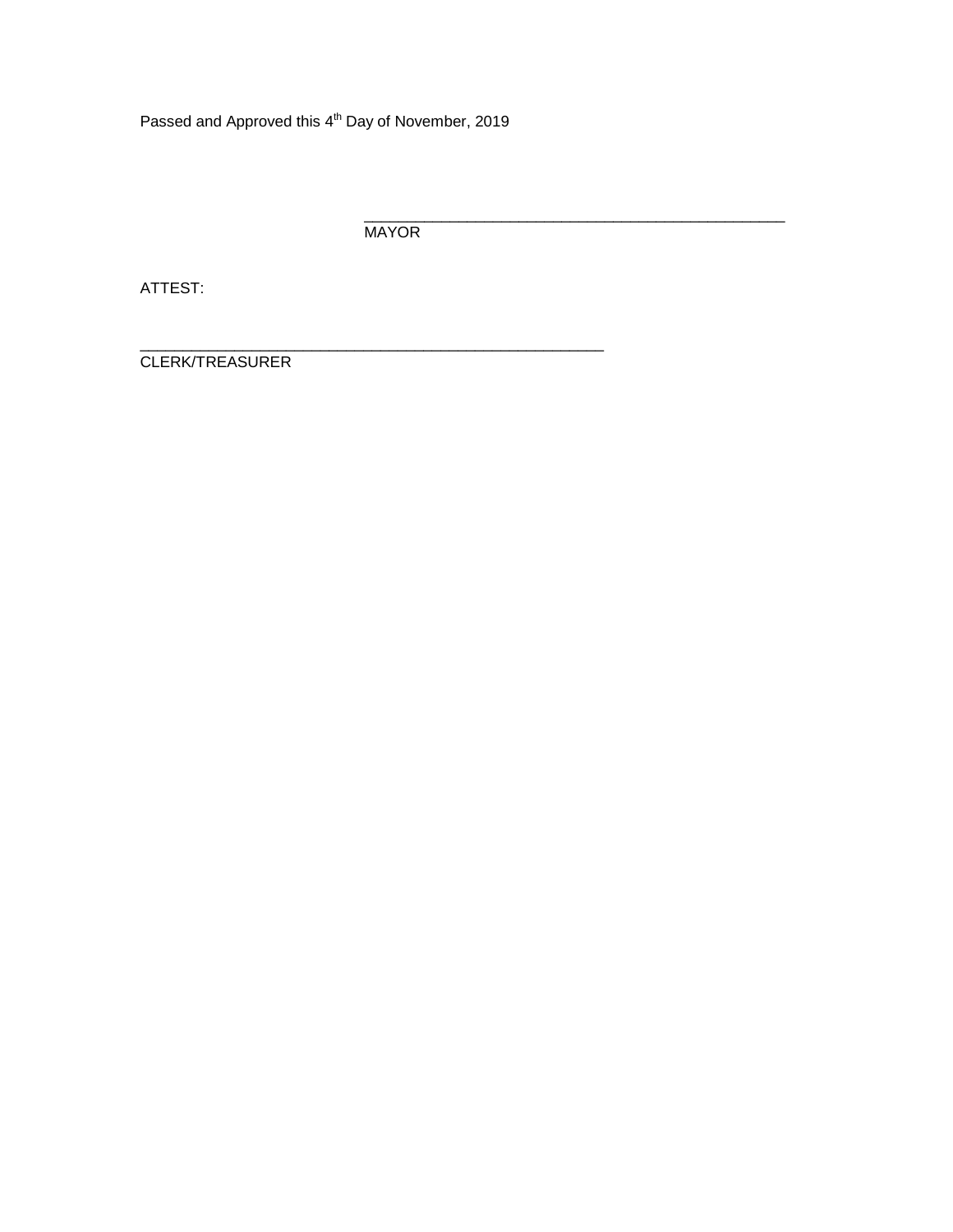Passed and Approved this 4th Day of November, 2019

\_\_\_\_\_\_\_\_\_\_\_\_\_\_\_\_\_\_\_\_\_\_\_\_\_\_\_\_\_\_\_\_\_\_\_\_\_\_\_\_\_\_\_\_\_\_\_\_\_\_
MAYOR

ATTEST:

\_\_\_\_\_\_\_\_\_\_\_\_\_\_\_\_\_\_\_\_\_\_\_\_\_\_\_\_\_\_\_\_\_\_\_\_\_\_\_\_\_\_\_\_\_\_\_\_\_\_\_\_\_\_\_
CLERK/TREASURER